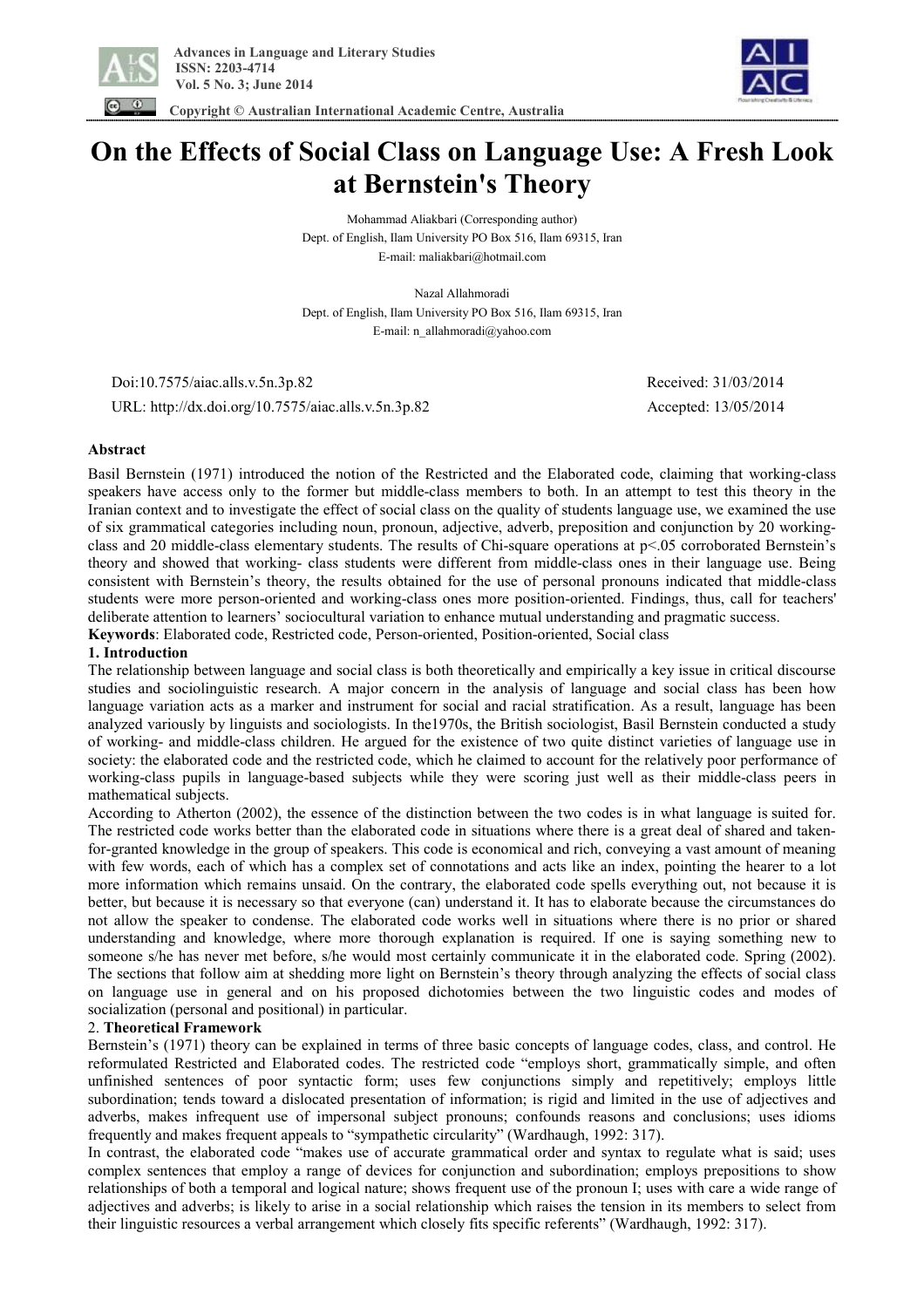# On the Effects of Social Class on Language Use: A Fresh Look at Bernstein's Theory

Mohammad Aliakbari (Corresponding author)
Dept. of English, Ilam University PO Box 516, Ilam 69315, Iran
E-mail: maliakbari@hotmail.com

Nazal Allahmoradi
Dept. of English, Ilam University PO Box 516, Ilam 69315, Iran
E-mail: n_allahmoradi@yahoo.com

Doi:10.7575/aiac.alls.v.5n.3p.82 Received: 31/03/2014
URL: http://dx.doi.org/10.7575/aiac.alls.v.5n.3p.82 Accepted: 13/05/2014

**Abstract**

Basil Bernstein (1971) introduced the notion of the Restricted and the Elaborated code, claiming that working-class speakers have access only to the former but middle-class members to both. In an attempt to test this theory in the Iranian context and to investigate the effect of social class on the quality of students language use, we examined the use of six grammatical categories including noun, pronoun, adjective, adverb, preposition and conjunction by 20 working-class and 20 middle-class elementary students. The results of Chi-square operations at $p<.05$ corroborated Bernstein's theory and showed that working- class students were different from middle-class ones in their language use. Being consistent with Bernstein's theory, the results obtained for the use of personal pronouns indicated that middle-class students were more person-oriented and working-class ones more position-oriented. Findings, thus, call for teachers' deliberate attention to learners' sociocultural variation to enhance mutual understanding and pragmatic success.

**Keywords**: Elaborated code, Restricted code, Person-oriented, Position-oriented, Social class

## 1. Introduction

The relationship between language and social class is both theoretically and empirically a key issue in critical discourse studies and sociolinguistic research. A major concern in the analysis of language and social class has been how language variation acts as a marker and instrument for social and racial stratification. As a result, language has been analyzed variously by linguists and sociologists. In the1970s, the British sociologist, Basil Bernstein conducted a study of working- and middle-class children. He argued for the existence of two quite distinct varieties of language use in society: the elaborated code and the restricted code, which he claimed to account for the relatively poor performance of working-class pupils in language-based subjects while they were scoring just well as their middle-class peers in mathematical subjects.

According to Atherton (2002), the essence of the distinction between the two codes is in what language is suited for. The restricted code works better than the elaborated code in situations where there is a great deal of shared and taken-for-granted knowledge in the group of speakers. This code is economical and rich, conveying a vast amount of meaning with few words, each of which has a complex set of connotations and acts like an index, pointing the hearer to a lot more information which remains unsaid. On the contrary, the elaborated code spells everything out, not because it is better, but because it is necessary so that everyone (can) understand it. It has to elaborate because the circumstances do not allow the speaker to condense. The elaborated code works well in situations where there is no prior or shared understanding and knowledge, where more thorough explanation is required. If one is saying something new to someone s/he has never met before, s/he would most certainly communicate it in the elaborated code. Spring (2002).

The sections that follow aim at shedding more light on Bernstein's theory through analyzing the effects of social class on language use in general and on his proposed dichotomies between the two linguistic codes and modes of socialization (personal and positional) in particular.

## 2. **Theoretical Framework**

Bernstein's (1971) theory can be explained in terms of three basic concepts of language codes, class, and control. He reformulated Restricted and Elaborated codes. The restricted code "employs short, grammatically simple, and often unfinished sentences of poor syntactic form; uses few conjunctions simply and repetitively; employs little subordination; tends toward a dislocated presentation of information; is rigid and limited in the use of adjectives and adverbs, makes infrequent use of impersonal subject pronouns; confounds reasons and conclusions; uses idioms frequently and makes frequent appeals to "sympathetic circularity" (Wardhaugh, 1992: 317).

In contrast, the elaborated code "makes use of accurate grammatical order and syntax to regulate what is said; uses complex sentences that employ a range of devices for conjunction and subordination; employs prepositions to show relationships of both a temporal and logical nature; shows frequent use of the pronoun I; uses with care a wide range of adjectives and adverbs; is likely to arise in a social relationship which raises the tension in its members to select from their linguistic resources a verbal arrangement which closely fits specific referents" (Wardhaugh, 1992: 317).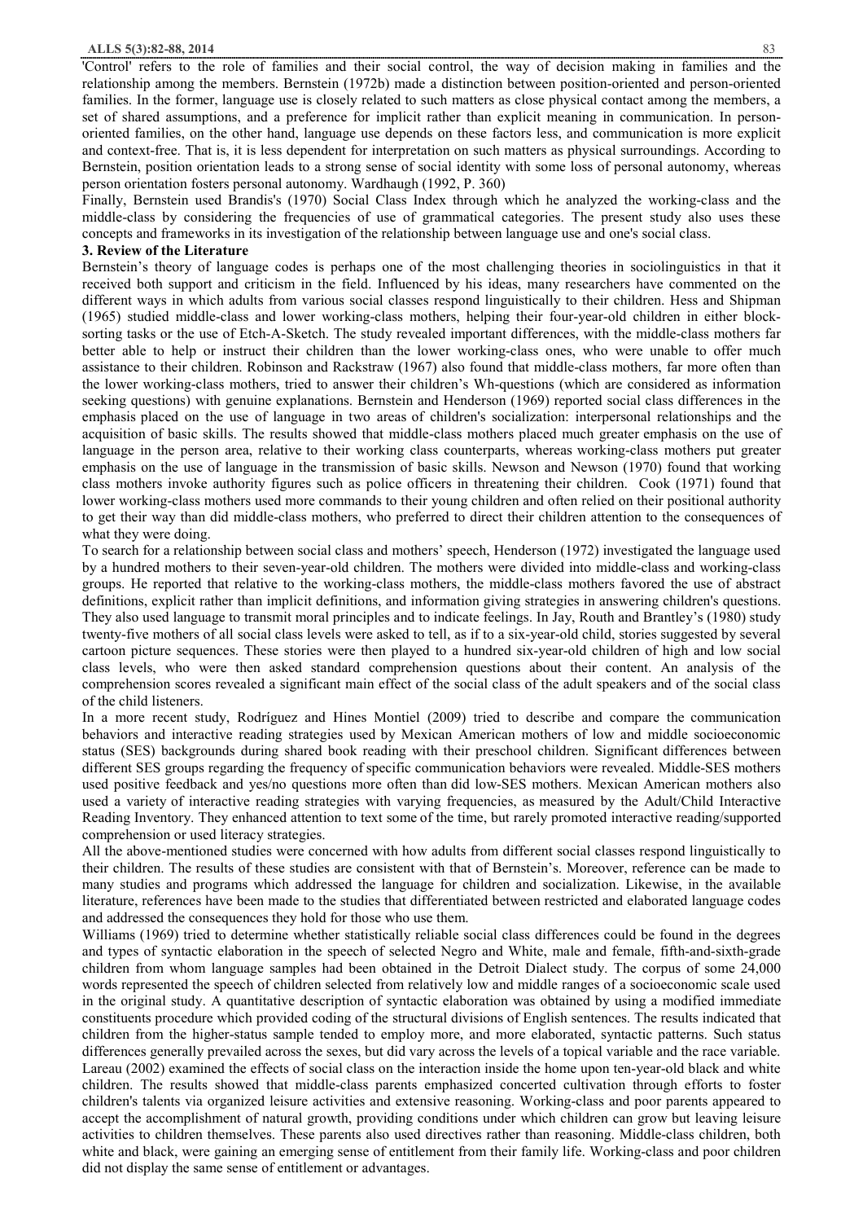'Control' refers to the role of families and their social control, the way of decision making in families and the relationship among the members. Bernstein (1972b) made a distinction between position-oriented and person-oriented families. In the former, language use is closely related to such matters as close physical contact among the members, a set of shared assumptions, and a preference for implicit rather than explicit meaning in communication. In person-oriented families, on the other hand, language use depends on these factors less, and communication is more explicit and context-free. That is, it is less dependent for interpretation on such matters as physical surroundings. According to Bernstein, position orientation leads to a strong sense of social identity with some loss of personal autonomy, whereas person orientation fosters personal autonomy. Wardhaugh (1992, P. 360)

Finally, Bernstein used Brandis's (1970) Social Class Index through which he analyzed the working-class and the middle-class by considering the frequencies of use of grammatical categories. The present study also uses these concepts and frameworks in its investigation of the relationship between language use and one's social class.

## 3. Review of the Literature

Bernstein's theory of language codes is perhaps one of the most challenging theories in sociolinguistics in that it received both support and criticism in the field. Influenced by his ideas, many researchers have commented on the different ways in which adults from various social classes respond linguistically to their children. Hess and Shipman (1965) studied middle-class and lower working-class mothers, helping their four-year-old children in either block-sorting tasks or the use of Etch-A-Sketch. The study revealed important differences, with the middle-class mothers far better able to help or instruct their children than the lower working-class ones, who were unable to offer much assistance to their children. Robinson and Rackstraw (1967) also found that middle-class mothers, far more often than the lower working-class mothers, tried to answer their children's Wh-questions (which are considered as information seeking questions) with genuine explanations. Bernstein and Henderson (1969) reported social class differences in the emphasis placed on the use of language in two areas of children's socialization: interpersonal relationships and the acquisition of basic skills. The results showed that middle-class mothers placed much greater emphasis on the use of language in the person area, relative to their working class counterparts, whereas working-class mothers put greater emphasis on the use of language in the transmission of basic skills. Newson and Newson (1970) found that working class mothers invoke authority figures such as police officers in threatening their children. Cook (1971) found that lower working-class mothers used more commands to their young children and often relied on their positional authority to get their way than did middle-class mothers, who preferred to direct their children attention to the consequences of what they were doing.

To search for a relationship between social class and mothers' speech, Henderson (1972) investigated the language used by a hundred mothers to their seven-year-old children. The mothers were divided into middle-class and working-class groups. He reported that relative to the working-class mothers, the middle-class mothers favored the use of abstract definitions, explicit rather than implicit definitions, and information giving strategies in answering children's questions. They also used language to transmit moral principles and to indicate feelings. In Jay, Routh and Brantley's (1980) study twenty-five mothers of all social class levels were asked to tell, as if to a six-year-old child, stories suggested by several cartoon picture sequences. These stories were then played to a hundred six-year-old children of high and low social class levels, who were then asked standard comprehension questions about their content. An analysis of the comprehension scores revealed a significant main effect of the social class of the adult speakers and of the social class of the child listeners.

In a more recent study, Rodríguez and Hines Montiel (2009) tried to describe and compare the communication behaviors and interactive reading strategies used by Mexican American mothers of low and middle socioeconomic status (SES) backgrounds during shared book reading with their preschool children. Significant differences between different SES groups regarding the frequency of specific communication behaviors were revealed. Middle-SES mothers used positive feedback and yes/no questions more often than did low-SES mothers. Mexican American mothers also used a variety of interactive reading strategies with varying frequencies, as measured by the Adult/Child Interactive Reading Inventory. They enhanced attention to text some of the time, but rarely promoted interactive reading/supported comprehension or used literacy strategies.

All the above-mentioned studies were concerned with how adults from different social classes respond linguistically to their children. The results of these studies are consistent with that of Bernstein's. Moreover, reference can be made to many studies and programs which addressed the language for children and socialization. Likewise, in the available literature, references have been made to the studies that differentiated between restricted and elaborated language codes and addressed the consequences they hold for those who use them.

Williams (1969) tried to determine whether statistically reliable social class differences could be found in the degrees and types of syntactic elaboration in the speech of selected Negro and White, male and female, fifth-and-sixth-grade children from whom language samples had been obtained in the Detroit Dialect study. The corpus of some 24,000 words represented the speech of children selected from relatively low and middle ranges of a socioeconomic scale used in the original study. A quantitative description of syntactic elaboration was obtained by using a modified immediate constituents procedure which provided coding of the structural divisions of English sentences. The results indicated that children from the higher-status sample tended to employ more, and more elaborated, syntactic patterns. Such status differences generally prevailed across the sexes, but did vary across the levels of a topical variable and the race variable.

Lareau (2002) examined the effects of social class on the interaction inside the home upon ten-year-old black and white children. The results showed that middle-class parents emphasized concerted cultivation through efforts to foster children's talents via organized leisure activities and extensive reasoning. Working-class and poor parents appeared to accept the accomplishment of natural growth, providing conditions under which children can grow but leaving leisure activities to children themselves. These parents also used directives rather than reasoning. Middle-class children, both white and black, were gaining an emerging sense of entitlement from their family life. Working-class and poor children did not display the same sense of entitlement or advantages.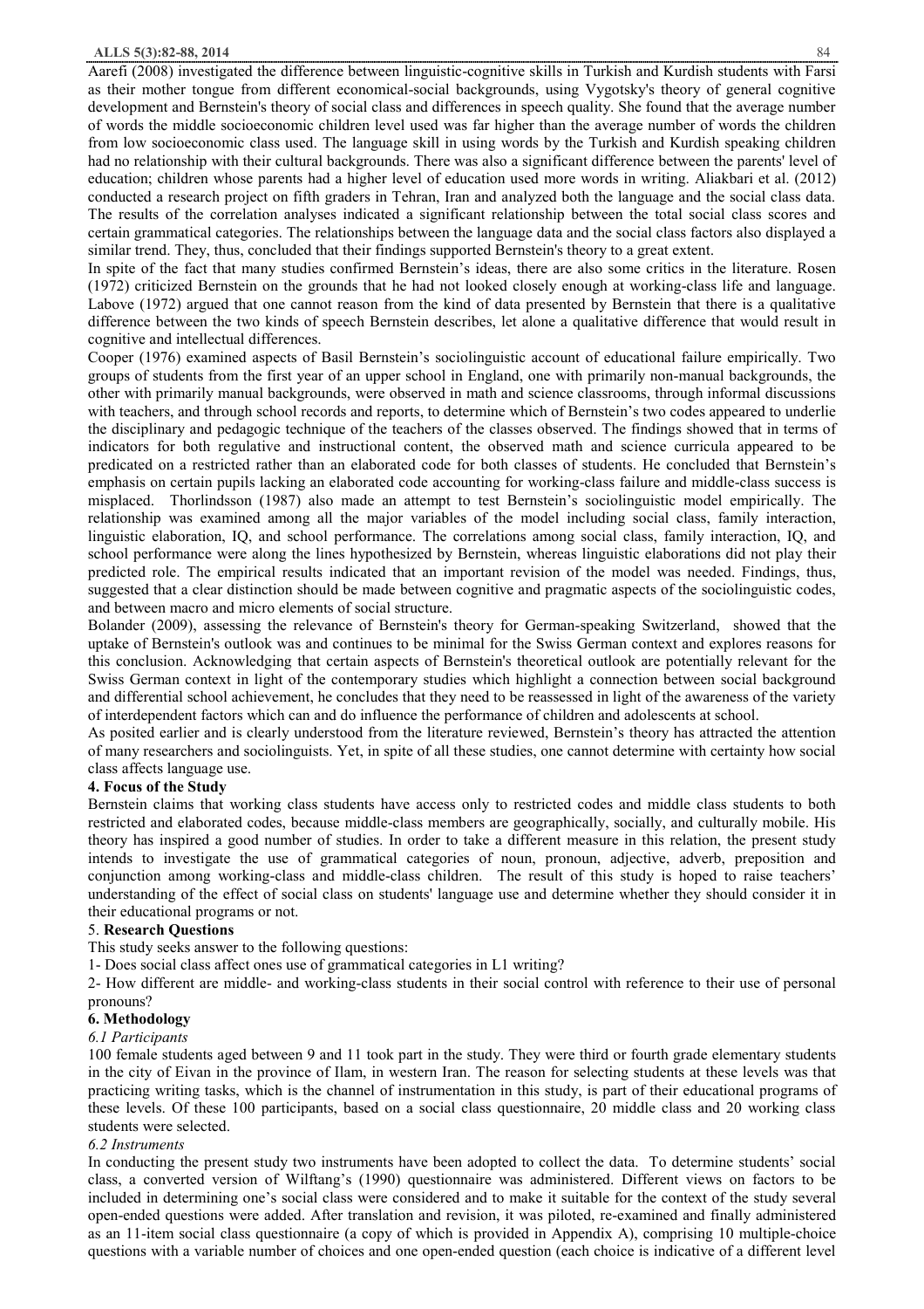Aarefi (2008) investigated the difference between linguistic-cognitive skills in Turkish and Kurdish students with Farsi as their mother tongue from different economical-social backgrounds, using Vygotsky's theory of general cognitive development and Bernstein's theory of social class and differences in speech quality. She found that the average number of words the middle socioeconomic children level used was far higher than the average number of words the children from low socioeconomic class used. The language skill in using words by the Turkish and Kurdish speaking children had no relationship with their cultural backgrounds. There was also a significant difference between the parents' level of education; children whose parents had a higher level of education used more words in writing. Aliakbari et al. (2012) conducted a research project on fifth graders in Tehran, Iran and analyzed both the language and the social class data. The results of the correlation analyses indicated a significant relationship between the total social class scores and certain grammatical categories. The relationships between the language data and the social class factors also displayed a similar trend. They, thus, concluded that their findings supported Bernstein's theory to a great extent.

In spite of the fact that many studies confirmed Bernstein's ideas, there are also some critics in the literature. Rosen (1972) criticized Bernstein on the grounds that he had not looked closely enough at working-class life and language. Labove (1972) argued that one cannot reason from the kind of data presented by Bernstein that there is a qualitative difference between the two kinds of speech Bernstein describes, let alone a qualitative difference that would result in cognitive and intellectual differences.

Cooper (1976) examined aspects of Basil Bernstein's sociolinguistic account of educational failure empirically. Two groups of students from the first year of an upper school in England, one with primarily non-manual backgrounds, the other with primarily manual backgrounds, were observed in math and science classrooms, through informal discussions with teachers, and through school records and reports, to determine which of Bernstein's two codes appeared to underlie the disciplinary and pedagogic technique of the teachers of the classes observed. The findings showed that in terms of indicators for both regulative and instructional content, the observed math and science curricula appeared to be predicated on a restricted rather than an elaborated code for both classes of students. He concluded that Bernstein's emphasis on certain pupils lacking an elaborated code accounting for working-class failure and middle-class success is misplaced. Thorlindsson (1987) also made an attempt to test Bernstein's sociolinguistic model empirically. The relationship was examined among all the major variables of the model including social class, family interaction, linguistic elaboration, IQ, and school performance. The correlations among social class, family interaction, IQ, and school performance were along the lines hypothesized by Bernstein, whereas linguistic elaborations did not play their predicted role. The empirical results indicated that an important revision of the model was needed. Findings, thus, suggested that a clear distinction should be made between cognitive and pragmatic aspects of the sociolinguistic codes, and between macro and micro elements of social structure.

Bolander (2009), assessing the relevance of Bernstein's theory for German-speaking Switzerland, showed that the uptake of Bernstein's outlook was and continues to be minimal for the Swiss German context and explores reasons for this conclusion. Acknowledging that certain aspects of Bernstein's theoretical outlook are potentially relevant for the Swiss German context in light of the contemporary studies which highlight a connection between social background and differential school achievement, he concludes that they need to be reassessed in light of the awareness of the variety of interdependent factors which can and do influence the performance of children and adolescents at school.

As posited earlier and is clearly understood from the literature reviewed, Bernstein's theory has attracted the attention of many researchers and sociolinguists. Yet, in spite of all these studies, one cannot determine with certainty how social class affects language use.

## 4. Focus of the Study

Bernstein claims that working class students have access only to restricted codes and middle class students to both restricted and elaborated codes, because middle-class members are geographically, socially, and culturally mobile. His theory has inspired a good number of studies. In order to take a different measure in this relation, the present study intends to investigate the use of grammatical categories of noun, pronoun, adjective, adverb, preposition and conjunction among working-class and middle-class children. The result of this study is hoped to raise teachers' understanding of the effect of social class on students' language use and determine whether they should consider it in their educational programs or not.

## 5. Research Questions

This study seeks answer to the following questions:

1- Does social class affect ones use of grammatical categories in L1 writing?

2- How different are middle- and working-class students in their social control with reference to their use of personal pronouns?

## 6. Methodology

### *6.1 Participants*

100 female students aged between 9 and 11 took part in the study. They were third or fourth grade elementary students in the city of Eivan in the province of Ilam, in western Iran. The reason for selecting students at these levels was that practicing writing tasks, which is the channel of instrumentation in this study, is part of their educational programs of these levels. Of these 100 participants, based on a social class questionnaire, 20 middle class and 20 working class students were selected.

### *6.2 Instruments*

In conducting the present study two instruments have been adopted to collect the data. To determine students' social class, a converted version of Wilftang's (1990) questionnaire was administered. Different views on factors to be included in determining one's social class were considered and to make it suitable for the context of the study several open-ended questions were added. After translation and revision, it was piloted, re-examined and finally administered as an 11-item social class questionnaire (a copy of which is provided in Appendix A), comprising 10 multiple-choice questions with a variable number of choices and one open-ended question (each choice is indicative of a different level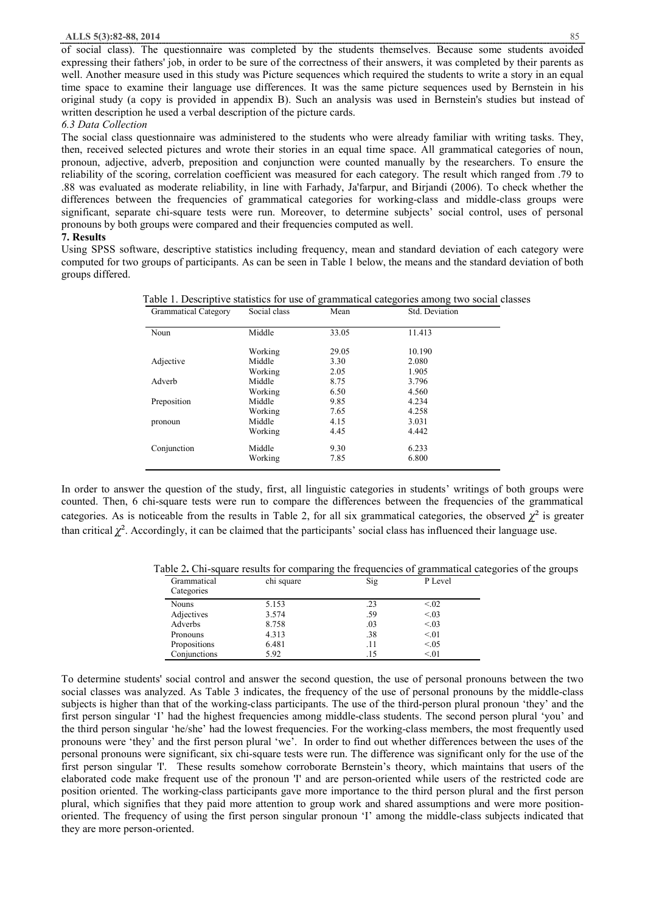of social class). The questionnaire was completed by the students themselves. Because some students avoided expressing their fathers' job, in order to be sure of the correctness of their answers, it was completed by their parents as well. Another measure used in this study was Picture sequences which required the students to write a story in an equal time space to examine their language use differences. It was the same picture sequences used by Bernstein in his original study (a copy is provided in appendix B). Such an analysis was used in Bernstein's studies but instead of written description he used a verbal description of the picture cards.

*6.3 Data Collection*

The social class questionnaire was administered to the students who were already familiar with writing tasks. They, then, received selected pictures and wrote their stories in an equal time space. All grammatical categories of noun, pronoun, adjective, adverb, preposition and conjunction were counted manually by the researchers. To ensure the reliability of the scoring, correlation coefficient was measured for each category. The result which ranged from .79 to .88 was evaluated as moderate reliability, in line with Farhady, Ja'farpur, and Birjandi (2006). To check whether the differences between the frequencies of grammatical categories for working-class and middle-class groups were significant, separate chi-square tests were run. Moreover, to determine subjects' social control, uses of personal pronouns by both groups were compared and their frequencies computed as well.

## 7. Results

Using SPSS software, descriptive statistics including frequency, mean and standard deviation of each category were computed for two groups of participants. As can be seen in Table 1 below, the means and the standard deviation of both groups differed.

Table 1. Descriptive statistics for use of grammatical categories among two social classes

| Grammatical Category | Social class | Mean | Std. Deviation |
|---|---|---|---|
| Noun | Middle | 33.05 | 11.413 |
| | Working | 29.05 | 10.190 |
| Adjective | Middle | 3.30 | 2.080 |
| | Working | 2.05 | 1.905 |
| Adverb | Middle | 8.75 | 3.796 |
| | Working | 6.50 | 4.560 |
| Preposition | Middle | 9.85 | 4.234 |
| | Working | 7.65 | 4.258 |
| pronoun | Middle | 4.15 | 3.031 |
| | Working | 4.45 | 4.442 |
| Conjunction | Middle | 9.30 | 6.233 |
| | Working | 7.85 | 6.800 |

In order to answer the question of the study, first, all linguistic categories in students' writings of both groups were counted. Then, 6 chi-square tests were run to compare the differences between the frequencies of the grammatical categories. As is noticeable from the results in Table 2, for all six grammatical categories, the observed $\chi^2$ is greater than critical $\chi^2$. Accordingly, it can be claimed that the participants' social class has influenced their language use.

Table 2. Chi-square results for comparing the frequencies of grammatical categories of the groups

| Grammatical Categories | chi square | Sig | P Level |
|---|---|---|---|
| Nouns | 5.153 | .23 | <.02 |
| Adjectives | 3.574 | .59 | <.03 |
| Adverbs | 8.758 | .03 | <.03 |
| Pronouns | 4.313 | .38 | <.01 |
| Propositions | 6.481 | .11 | <.05 |
| Conjunctions | 5.92 | .15 | <.01 |

To determine students' social control and answer the second question, the use of personal pronouns between the two social classes was analyzed. As Table 3 indicates, the frequency of the use of personal pronouns by the middle-class subjects is higher than that of the working-class participants. The use of the third-person plural pronoun 'they' and the first person singular 'I' had the highest frequencies among middle-class students. The second person plural 'you' and the third person singular 'he/she' had the lowest frequencies. For the working-class members, the most frequently used pronouns were 'they' and the first person plural 'we'. In order to find out whether differences between the uses of the personal pronouns were significant, six chi-square tests were run. The difference was significant only for the use of the first person singular 'I'. These results somehow corroborate Bernstein's theory, which maintains that users of the elaborated code make frequent use of the pronoun 'I' and are person-oriented while users of the restricted code are position oriented. The working-class participants gave more importance to the third person plural and the first person plural, which signifies that they paid more attention to group work and shared assumptions and were more position-oriented. The frequency of using the first person singular pronoun 'I' among the middle-class subjects indicated that they are more person-oriented.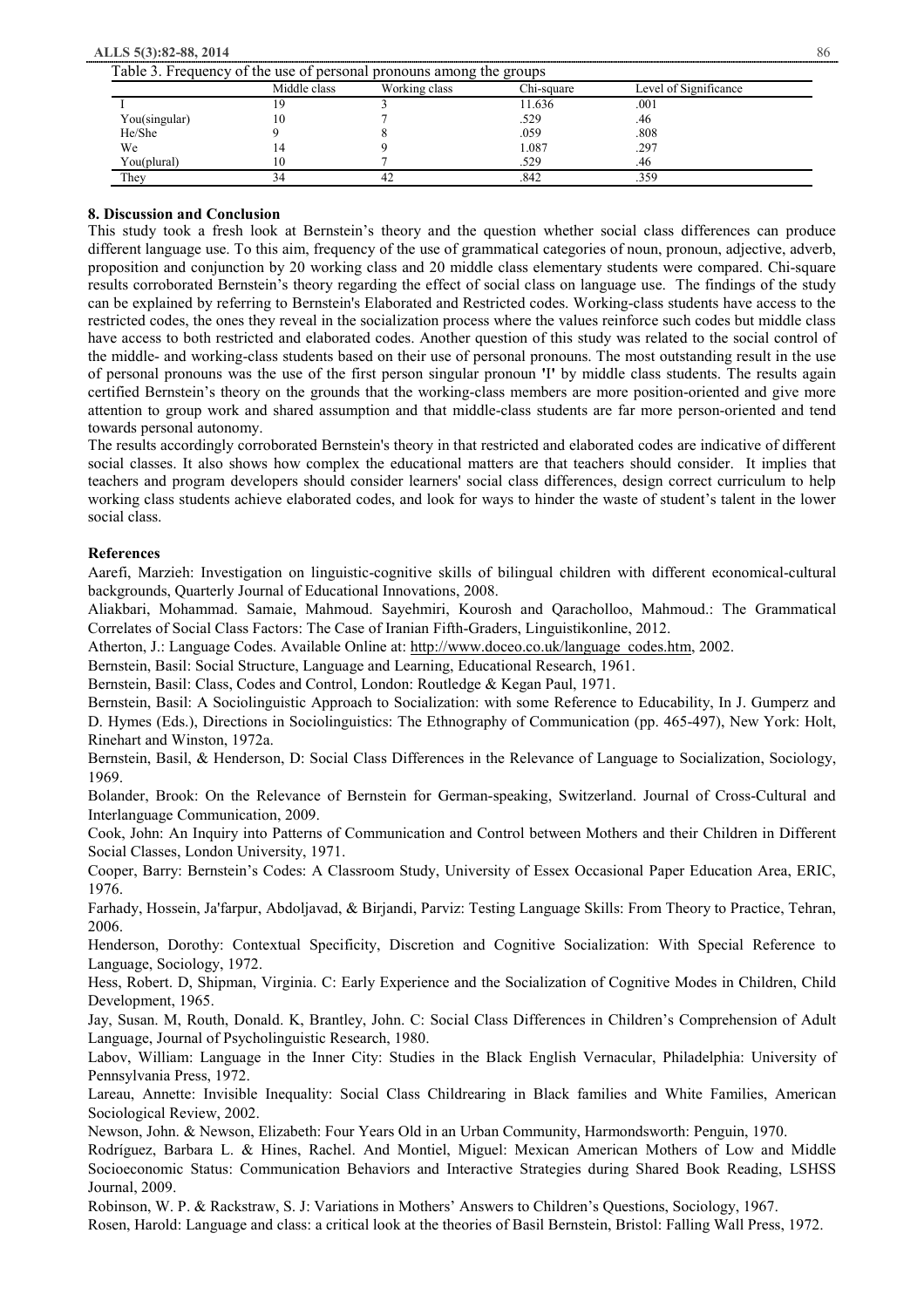Table 3. Frequency of the use of personal pronouns among the groups

| | Middle class | Working class | Chi-square | Level of Significance |
|---|---|---|---|---|
| I | 19 | 3 | 11.636 | .001 |
| You(singular) | 10 | 7 | .529 | .46 |
| He/She | 9 | 8 | .059 | .808 |
| We | 14 | 9 | 1.087 | .297 |
| You(plural) | 10 | 7 | .529 | .46 |
| They | 34 | 42 | .842 | .359 |

### 8. Discussion and Conclusion

This study took a fresh look at Bernstein's theory and the question whether social class differences can produce different language use. To this aim, frequency of the use of grammatical categories of noun, pronoun, adjective, adverb, proposition and conjunction by 20 working class and 20 middle class elementary students were compared. Chi-square results corroborated Bernstein's theory regarding the effect of social class on language use. The findings of the study can be explained by referring to Bernstein's Elaborated and Restricted codes. Working-class students have access to the restricted codes, the ones they reveal in the socialization process where the values reinforce such codes but middle class have access to both restricted and elaborated codes. Another question of this study was related to the social control of the middle- and working-class students based on their use of personal pronouns. The most outstanding result in the use of personal pronouns was the use of the first person singular pronoun **'I'** by middle class students. The results again certified Bernstein's theory on the grounds that the working-class members are more position-oriented and give more attention to group work and shared assumption and that middle-class students are far more person-oriented and tend towards personal autonomy.

The results accordingly corroborated Bernstein's theory in that restricted and elaborated codes are indicative of different social classes. It also shows how complex the educational matters are that teachers should consider. It implies that teachers and program developers should consider learners' social class differences, design correct curriculum to help working class students achieve elaborated codes, and look for ways to hinder the waste of student's talent in the lower social class.

### References

Aarefi, Marzieh: Investigation on linguistic-cognitive skills of bilingual children with different economical-cultural backgrounds, Quarterly Journal of Educational Innovations, 2008.

Aliakbari, Mohammad. Samaie, Mahmoud. Sayehmiri, Kourosh and Qaracholloo, Mahmoud.: The Grammatical Correlates of Social Class Factors: The Case of Iranian Fifth-Graders, Linguistikonline, 2012.

Atherton, J.: Language Codes. Available Online at: http://www.doceo.co.uk/language_codes.htm, 2002.

Bernstein, Basil: Social Structure, Language and Learning, Educational Research, 1961.

Bernstein, Basil: Class, Codes and Control, London: Routledge & Kegan Paul, 1971.

Bernstein, Basil: A Sociolinguistic Approach to Socialization: with some Reference to Educability, In J. Gumperz and D. Hymes (Eds.), Directions in Sociolinguistics: The Ethnography of Communication (pp. 465-497), New York: Holt, Rinehart and Winston, 1972a.

Bernstein, Basil, & Henderson, D: Social Class Differences in the Relevance of Language to Socialization, Sociology, 1969.

Bolander, Brook: On the Relevance of Bernstein for German-speaking, Switzerland. Journal of Cross-Cultural and Interlanguage Communication, 2009.

Cook, John: An Inquiry into Patterns of Communication and Control between Mothers and their Children in Different Social Classes, London University, 1971.

Cooper, Barry: Bernstein's Codes: A Classroom Study, University of Essex Occasional Paper Education Area, ERIC, 1976.

Farhady, Hossein, Ja'farpur, Abdoljavad, & Birjandi, Parviz: Testing Language Skills: From Theory to Practice, Tehran, 2006.

Henderson, Dorothy: Contextual Specificity, Discretion and Cognitive Socialization: With Special Reference to Language, Sociology, 1972.

Hess, Robert. D, Shipman, Virginia. C: Early Experience and the Socialization of Cognitive Modes in Children, Child Development, 1965.

Jay, Susan. M, Routh, Donald. K, Brantley, John. C: Social Class Differences in Children's Comprehension of Adult Language, Journal of Psycholinguistic Research, 1980.

Labov, William: Language in the Inner City: Studies in the Black English Vernacular, Philadelphia: University of Pennsylvania Press, 1972.

Lareau, Annette: Invisible Inequality: Social Class Childrearing in Black families and White Families, American Sociological Review, 2002.

Newson, John. & Newson, Elizabeth: Four Years Old in an Urban Community, Harmondsworth: Penguin, 1970.

Rodríguez, Barbara L. & Hines, Rachel. And Montiel, Miguel: Mexican American Mothers of Low and Middle Socioeconomic Status: Communication Behaviors and Interactive Strategies during Shared Book Reading, LSHSS Journal, 2009.

Robinson, W. P. & Rackstraw, S. J: Variations in Mothers' Answers to Children's Questions, Sociology, 1967.

Rosen, Harold: Language and class: a critical look at the theories of Basil Bernstein, Bristol: Falling Wall Press, 1972.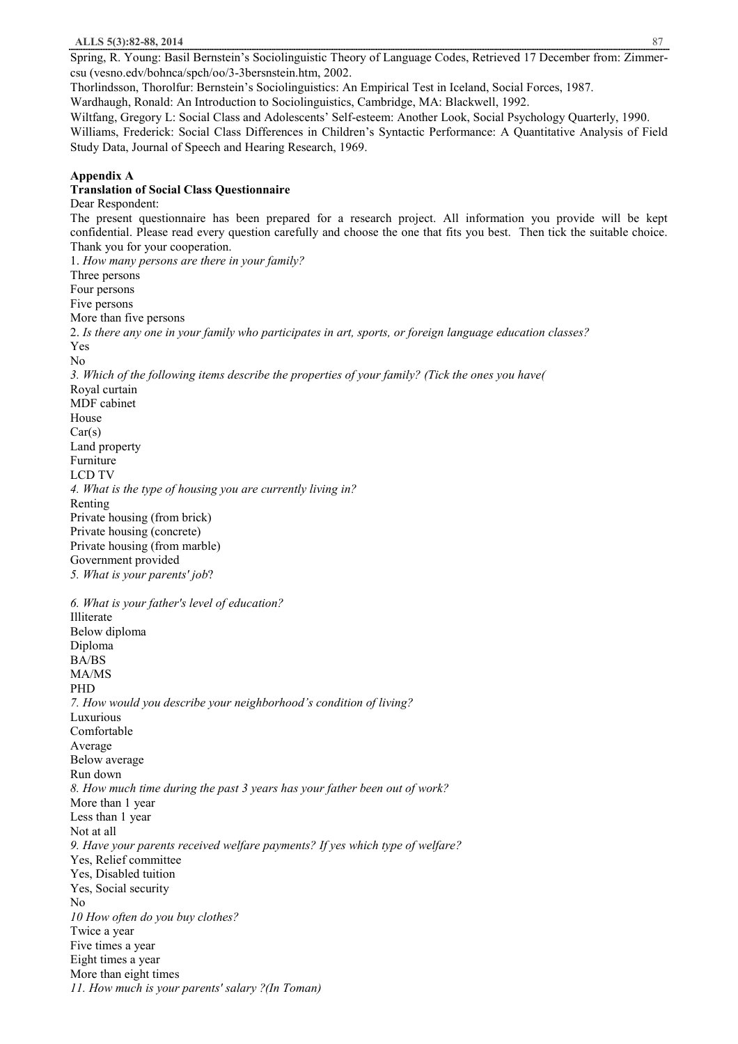Spring, R. Young: Basil Bernstein's Sociolinguistic Theory of Language Codes, Retrieved 17 December from: Zimmer-csu (vesno.edv/bohnca/spch/oo/3-3bersnstein.htm, 2002.

Thorlindsson, Thorolfur: Bernstein's Sociolinguistics: An Empirical Test in Iceland, Social Forces, 1987.

Wardhaugh, Ronald: An Introduction to Sociolinguistics, Cambridge, MA: Blackwell, 1992.

Wiltfang, Gregory L: Social Class and Adolescents' Self-esteem: Another Look, Social Psychology Quarterly, 1990.

Williams, Frederick: Social Class Differences in Children's Syntactic Performance: A Quantitative Analysis of Field Study Data, Journal of Speech and Hearing Research, 1969.

**Appendix A**

**Translation of Social Class Questionnaire**

Dear Respondent:

The present questionnaire has been prepared for a research project. All information you provide will be kept confidential. Please read every question carefully and choose the one that fits you best. Then tick the suitable choice. Thank you for your cooperation.

1. *How many persons are there in your family?*

Three persons
Four persons
Five persons
More than five persons

2. *Is there any one in your family who participates in art, sports, or foreign language education classes?*

Yes
No

*3. Which of the following items describe the properties of your family? (Tick the ones you have(*

Royal curtain
MDF cabinet
House
Car(s)
Land property
Furniture
LCD TV

*4. What is the type of housing you are currently living in?*

Renting
Private housing (from brick)
Private housing (concrete)
Private housing (from marble)
Government provided

*5. What is your parents' job*?

*6. What is your father's level of education?*

Illiterate
Below diploma
Diploma
BA/BS
MA/MS
PHD

*7. How would you describe your neighborhood's condition of living?*

Luxurious
Comfortable
Average
Below average
Run down

*8. How much time during the past 3 years has your father been out of work?*

More than 1 year
Less than 1 year
Not at all

*9. Have your parents received welfare payments? If yes which type of welfare?*

Yes, Relief committee
Yes, Disabled tuition
Yes, Social security
No

*10 How often do you buy clothes?*

Twice a year
Five times a year
Eight times a year
More than eight times

*11. How much is your parents' salary ?(In Toman)*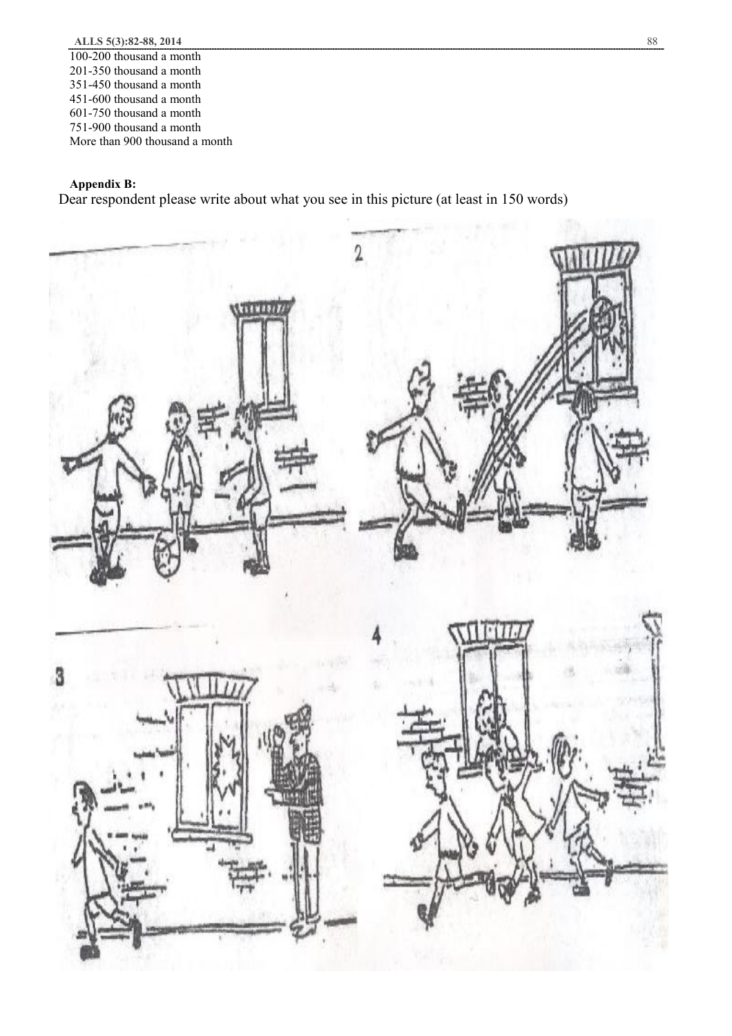100-200 thousand a month
201-350 thousand a month
351-450 thousand a month
451-600 thousand a month
601-750 thousand a month
751-900 thousand a month
More than 900 thousand a month

**Appendix B:**

Dear respondent please write about what you see in this picture (at least in 150 words)